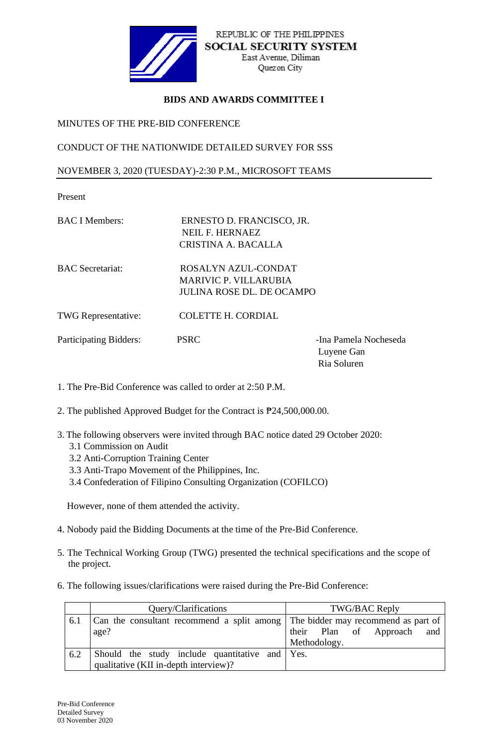REPUBLIC OF THE PHILIPPINES
**SOCIAL SECURITY SYSTEM**
East Avenue, Diliman
Quezon City

**BIDS AND AWARDS COMMITTEE I**

MINUTES OF THE PRE-BID CONFERENCE

CONDUCT OF THE NATIONWIDE DETAILED SURVEY FOR SSS

NOVEMBER 3, 2020 (TUESDAY)-2:30 P.M., MICROSOFT TEAMS

Present

BAC I Members: ERNESTO D. FRANCISCO, JR.
NEIL F. HERNAEZ
CRISTINA A. BACALLA

BAC Secretariat: ROSALYN AZUL-CONDAT
MARIVIC P. VILLARUBIA
JULINA ROSE DL. DE OCAMPO

TWG Representative: COLETTE H. CORDIAL

Participating Bidders: PSRC -Ina Pamela Nocheseda
Luyene Gan
Ria Soluren

1. The Pre-Bid Conference was called to order at 2:50 P.M.

2. The published Approved Budget for the Contract is ₱24,500,000.00.

3. The following observers were invited through BAC notice dated 29 October 2020:
   3.1 Commission on Audit
   3.2 Anti-Corruption Training Center
   3.3 Anti-Trapo Movement of the Philippines, Inc.
   3.4 Confederation of Filipino Consulting Organization (COFILCO)

   However, none of them attended the activity.

4. Nobody paid the Bidding Documents at the time of the Pre-Bid Conference.

5. The Technical Working Group (TWG) presented the technical specifications and the scope of the project.

6. The following issues/clarifications were raised during the Pre-Bid Conference:

| | Query/Clarifications | TWG/BAC Reply |
|---|---|---|
| 6.1 | Can the consultant recommend a split among age? | The bidder may recommend as part of their Plan of Approach and Methodology. |
| 6.2 | Should the study include quantitative and qualitative (KII in-depth interview)? | Yes. |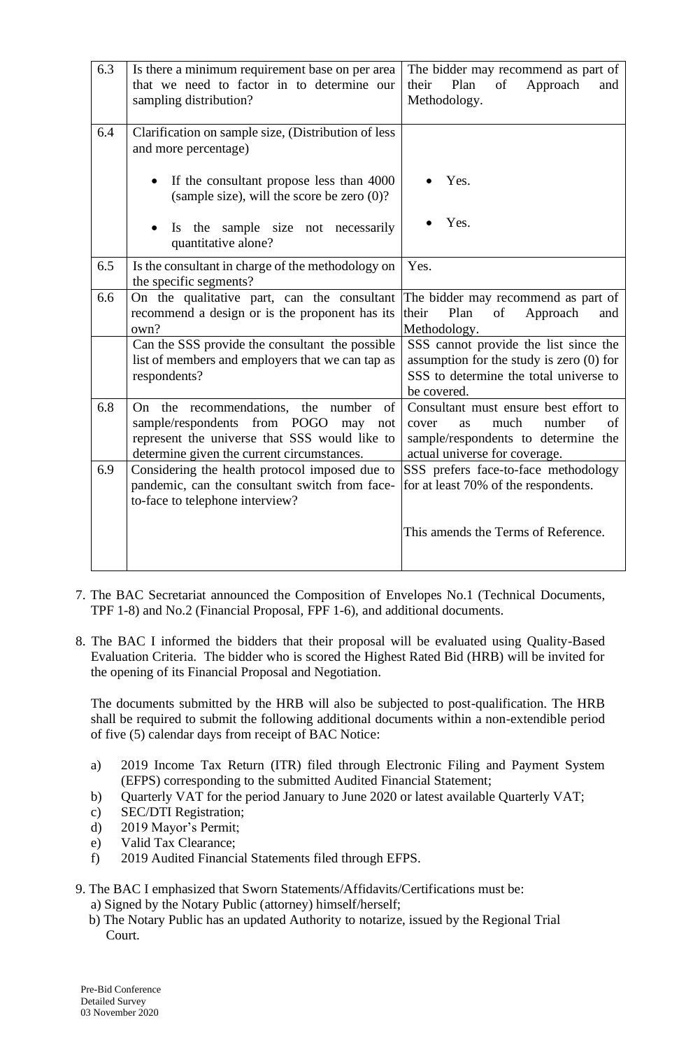| | | |
|---|---|---|
| 6.3 | Is there a minimum requirement base on per area that we need to factor in to determine our sampling distribution? | The bidder may recommend as part of their Plan of Approach and Methodology. |
| 6.4 | Clarification on sample size, (Distribution of less and more percentage)<br><br>• If the consultant propose less than 4000 (sample size), will the score be zero (0)?<br><br>• Is the sample size not necessarily quantitative alone? | <br><br>• Yes.<br><br>• Yes. |
| 6.5 | Is the consultant in charge of the methodology on the specific segments? | Yes. |
| 6.6 | On the qualitative part, can the consultant recommend a design or is the proponent has its own? | The bidder may recommend as part of their Plan of Approach and Methodology. |
| | Can the SSS provide the consultant the possible list of members and employers that we can tap as respondents? | SSS cannot provide the list since the assumption for the study is zero (0) for SSS to determine the total universe to be covered. |
| 6.8 | On the recommendations, the number of sample/respondents from POGO may not represent the universe that SSS would like to determine given the current circumstances. | Consultant must ensure best effort to cover as much number of sample/respondents to determine the actual universe for coverage. |
| 6.9 | Considering the health protocol imposed due to pandemic, can the consultant switch from face-to-face to telephone interview? | SSS prefers face-to-face methodology for at least 70% of the respondents.<br><br>This amends the Terms of Reference. |

7. The BAC Secretariat announced the Composition of Envelopes No.1 (Technical Documents, TPF 1-8) and No.2 (Financial Proposal, FPF 1-6), and additional documents.

8. The BAC I informed the bidders that their proposal will be evaluated using Quality-Based Evaluation Criteria. The bidder who is scored the Highest Rated Bid (HRB) will be invited for the opening of its Financial Proposal and Negotiation.

   The documents submitted by the HRB will also be subjected to post-qualification. The HRB shall be required to submit the following additional documents within a non-extendible period of five (5) calendar days from receipt of BAC Notice:

   a) 2019 Income Tax Return (ITR) filed through Electronic Filing and Payment System (EFPS) corresponding to the submitted Audited Financial Statement;
   b) Quarterly VAT for the period January to June 2020 or latest available Quarterly VAT;
   c) SEC/DTI Registration;
   d) 2019 Mayor's Permit;
   e) Valid Tax Clearance;
   f) 2019 Audited Financial Statements filed through EFPS.

9. The BAC I emphasized that Sworn Statements/Affidavits/Certifications must be:
   a) Signed by the Notary Public (attorney) himself/herself;
   b) The Notary Public has an updated Authority to notarize, issued by the Regional Trial Court.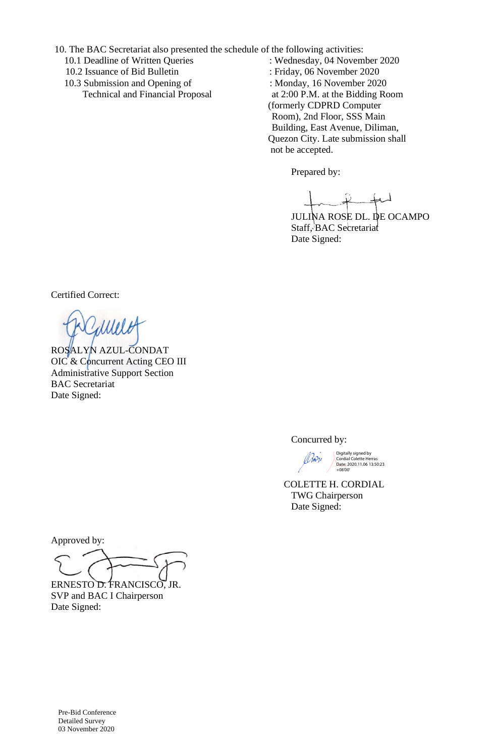10. The BAC Secretariat also presented the schedule of the following activities:

| | |
|---|---|
| 10.1 Deadline of Written Queries | : Wednesday, 04 November 2020 |
| 10.2 Issuance of Bid Bulletin | : Friday, 06 November 2020 |
| 10.3 Submission and Opening of Technical and Financial Proposal | : Monday, 16 November 2020 at 2:00 P.M. at the Bidding Room (formerly CDPRD Computer Room), 2nd Floor, SSS Main Building, East Avenue, Diliman, Quezon City. Late submission shall not be accepted. |

Prepared by:

JULINA ROSE DL. DE OCAMPO
Staff, BAC Secretariat
Date Signed:

Certified Correct:

ROSALYN AZUL-CONDAT
OIC & Concurrent Acting CEO III
Administrative Support Section
BAC Secretariat
Date Signed:

Concurred by:

Digitally signed by Cordial Colette Herras
Date: 2020.11.06 13:50:23 +08'00'

COLETTE H. CORDIAL
TWG Chairperson
Date Signed:

Approved by:

ERNESTO D. FRANCISCO, JR.
SVP and BAC I Chairperson
Date Signed:

Pre-Bid Conference
Detailed Survey
03 November 2020